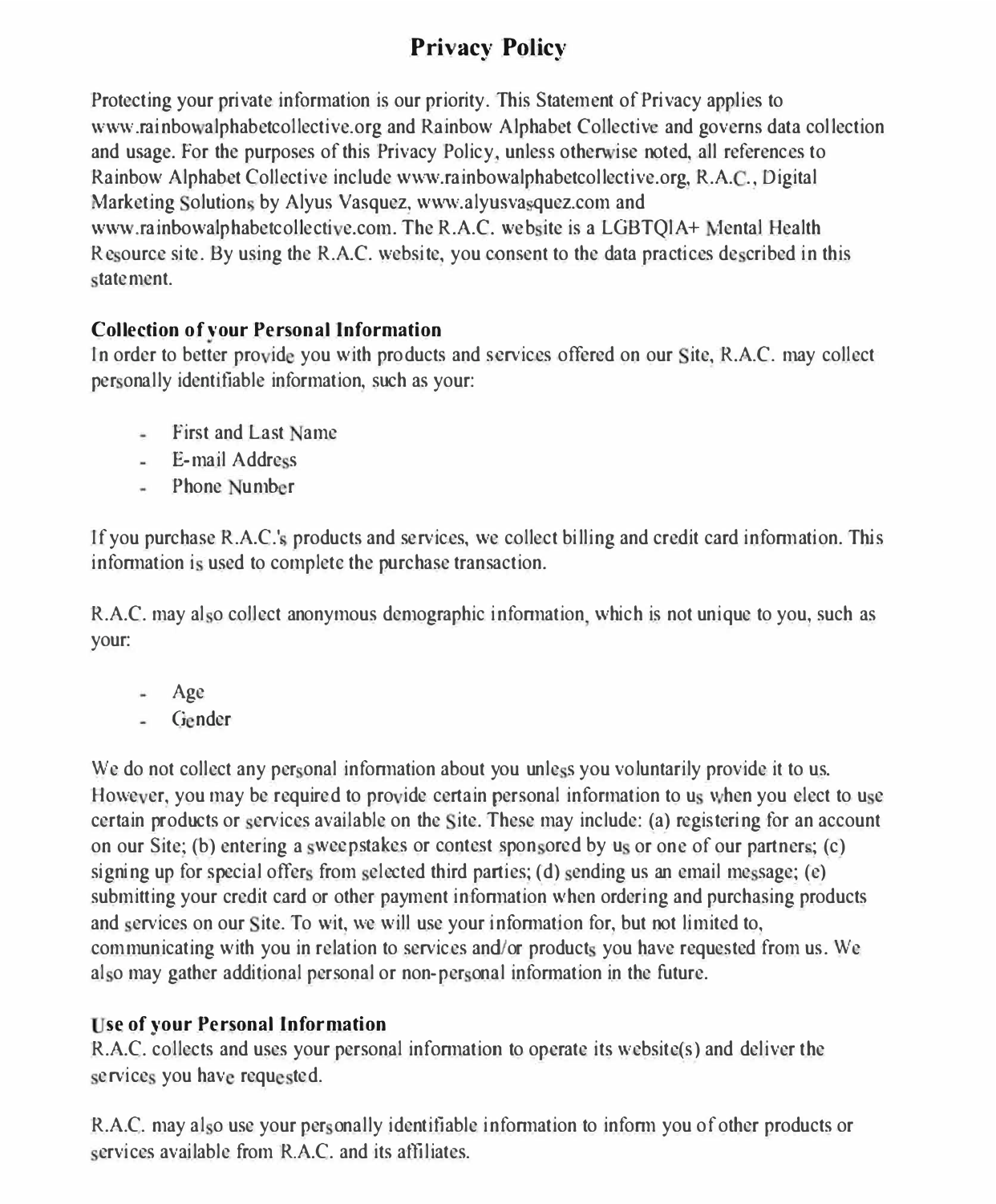# Privacy Policy

Protecting your private information is our priority. This Statement of Privacy applies to www.rainbowalphabetcollective.org and Rainbow Alphabet Collective and governs data collection and usage. For the purposes of this Privacy Policy, unless otherwise noted, all references to Rainbow Alphabet Collective include www.rainbowalphabetcollective.org, R.A.C., Digital Marketing Solutions by Alyus Vasquez, www.alyusvasquez.com and www.rainbowalphabetcollective.com. The R.A.C. website is a LGBTQIA+ Mental Health Resource site. By using the R.A.C. website, you consent to the data practices described in this statement.

**Collection of your Personal Information**

In order to better provide you with products and services offered on our Site, R.A.C. may collect personally identifiable information, such as your:

- First and Last Name
- E-mail Address
- Phone Number

If you purchase R.A.C.'s products and services, we collect billing and credit card information. This information is used to complete the purchase transaction.

R.A.C. may also collect anonymous demographic information, which is not unique to you, such as your:

- Age
- Gender

We do not collect any personal information about you unless you voluntarily provide it to us. However, you may be required to provide certain personal information to us when you elect to use certain products or services available on the Site. These may include: (a) registering for an account on our Site; (b) entering a sweepstakes or contest sponsored by us or one of our partners; (c) signing up for special offers from selected third parties; (d) sending us an email message; (e) submitting your credit card or other payment information when ordering and purchasing products and services on our Site. To wit, we will use your information for, but not limited to, communicating with you in relation to services and/or products you have requested from us. We also may gather additional personal or non-personal information in the future.

**Use of your Personal Information**

R.A.C. collects and uses your personal information to operate its website(s) and deliver the services you have requested.

R.A.C. may also use your personally identifiable information to inform you of other products or services available from R.A.C. and its affiliates.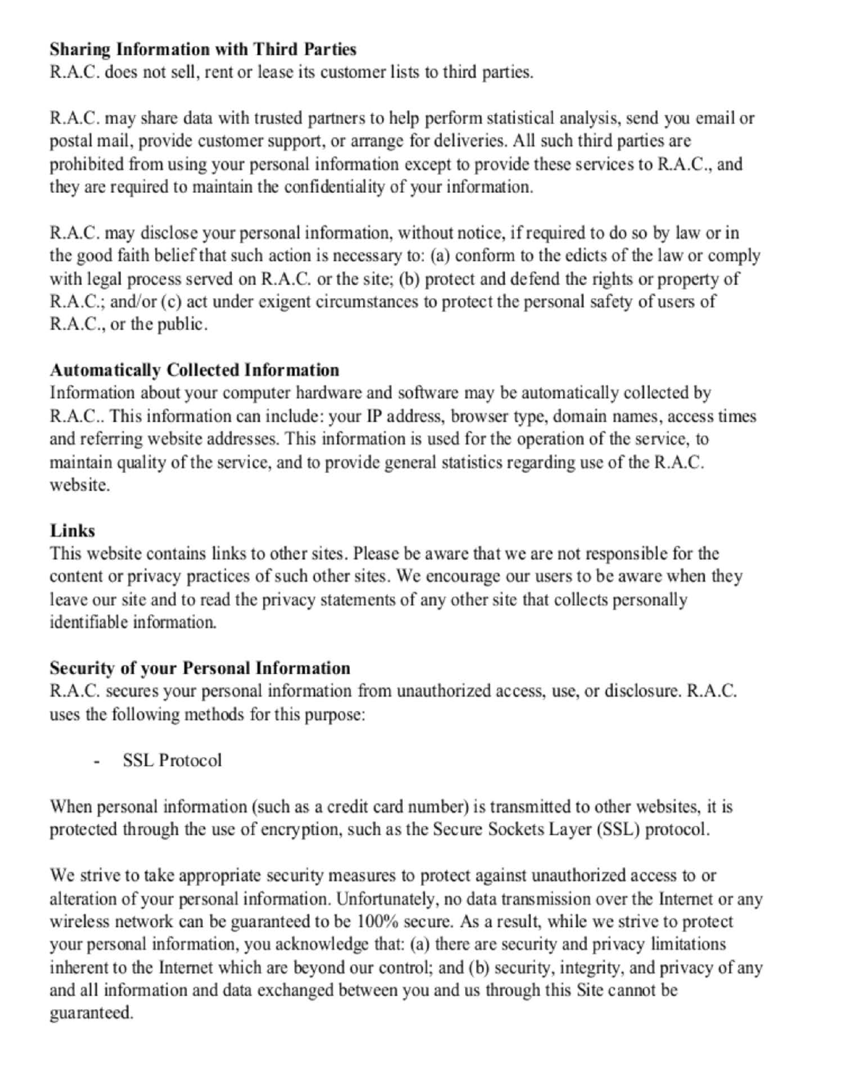**Sharing Information with Third Parties**
R.A.C. does not sell, rent or lease its customer lists to third parties.

R.A.C. may share data with trusted partners to help perform statistical analysis, send you email or postal mail, provide customer support, or arrange for deliveries. All such third parties are prohibited from using your personal information except to provide these services to R.A.C., and they are required to maintain the confidentiality of your information.

R.A.C. may disclose your personal information, without notice, if required to do so by law or in the good faith belief that such action is necessary to: (a) conform to the edicts of the law or comply with legal process served on R.A.C. or the site; (b) protect and defend the rights or property of R.A.C.; and/or (c) act under exigent circumstances to protect the personal safety of users of R.A.C., or the public.

**Automatically Collected Information**
Information about your computer hardware and software may be automatically collected by R.A.C.. This information can include: your IP address, browser type, domain names, access times and referring website addresses. This information is used for the operation of the service, to maintain quality of the service, and to provide general statistics regarding use of the R.A.C. website.

**Links**
This website contains links to other sites. Please be aware that we are not responsible for the content or privacy practices of such other sites. We encourage our users to be aware when they leave our site and to read the privacy statements of any other site that collects personally identifiable information.

**Security of your Personal Information**
R.A.C. secures your personal information from unauthorized access, use, or disclosure. R.A.C. uses the following methods for this purpose:

- SSL Protocol

When personal information (such as a credit card number) is transmitted to other websites, it is protected through the use of encryption, such as the Secure Sockets Layer (SSL) protocol.

We strive to take appropriate security measures to protect against unauthorized access to or alteration of your personal information. Unfortunately, no data transmission over the Internet or any wireless network can be guaranteed to be 100% secure. As a result, while we strive to protect your personal information, you acknowledge that: (a) there are security and privacy limitations inherent to the Internet which are beyond our control; and (b) security, integrity, and privacy of any and all information and data exchanged between you and us through this Site cannot be guaranteed.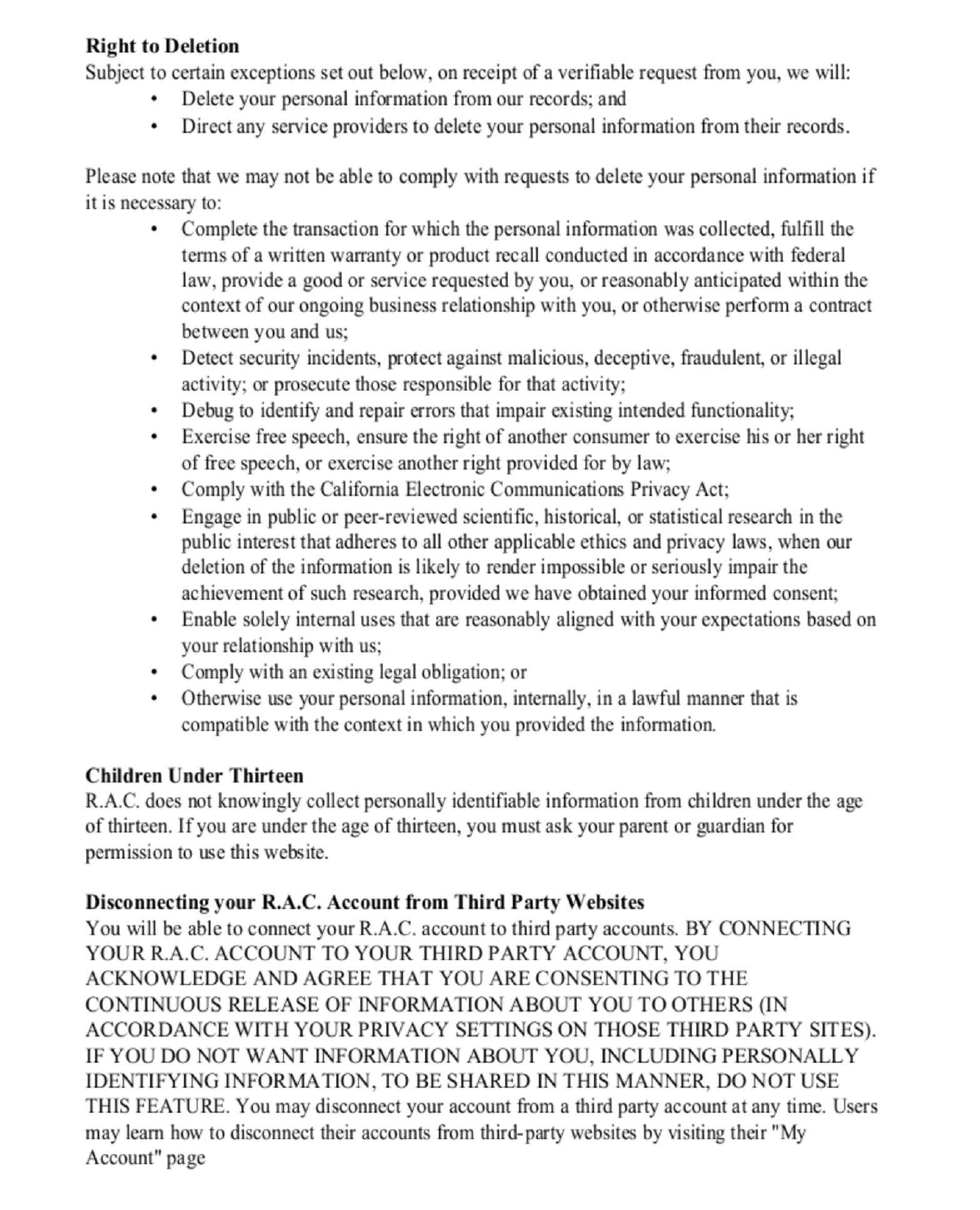**Right to Deletion**

Subject to certain exceptions set out below, on receipt of a verifiable request from you, we will:

- Delete your personal information from our records; and
- Direct any service providers to delete your personal information from their records.

Please note that we may not be able to comply with requests to delete your personal information if it is necessary to:

- Complete the transaction for which the personal information was collected, fulfill the terms of a written warranty or product recall conducted in accordance with federal law, provide a good or service requested by you, or reasonably anticipated within the context of our ongoing business relationship with you, or otherwise perform a contract between you and us;
- Detect security incidents, protect against malicious, deceptive, fraudulent, or illegal activity; or prosecute those responsible for that activity;
- Debug to identify and repair errors that impair existing intended functionality;
- Exercise free speech, ensure the right of another consumer to exercise his or her right of free speech, or exercise another right provided for by law;
- Comply with the California Electronic Communications Privacy Act;
- Engage in public or peer-reviewed scientific, historical, or statistical research in the public interest that adheres to all other applicable ethics and privacy laws, when our deletion of the information is likely to render impossible or seriously impair the achievement of such research, provided we have obtained your informed consent;
- Enable solely internal uses that are reasonably aligned with your expectations based on your relationship with us;
- Comply with an existing legal obligation; or
- Otherwise use your personal information, internally, in a lawful manner that is compatible with the context in which you provided the information.

**Children Under Thirteen**

R.A.C. does not knowingly collect personally identifiable information from children under the age of thirteen. If you are under the age of thirteen, you must ask your parent or guardian for permission to use this website.

**Disconnecting your R.A.C. Account from Third Party Websites**

You will be able to connect your R.A.C. account to third party accounts. BY CONNECTING YOUR R.A.C. ACCOUNT TO YOUR THIRD PARTY ACCOUNT, YOU ACKNOWLEDGE AND AGREE THAT YOU ARE CONSENTING TO THE CONTINUOUS RELEASE OF INFORMATION ABOUT YOU TO OTHERS (IN ACCORDANCE WITH YOUR PRIVACY SETTINGS ON THOSE THIRD PARTY SITES). IF YOU DO NOT WANT INFORMATION ABOUT YOU, INCLUDING PERSONALLY IDENTIFYING INFORMATION, TO BE SHARED IN THIS MANNER, DO NOT USE THIS FEATURE. You may disconnect your account from a third party account at any time. Users may learn how to disconnect their accounts from third-party websites by visiting their "My Account" page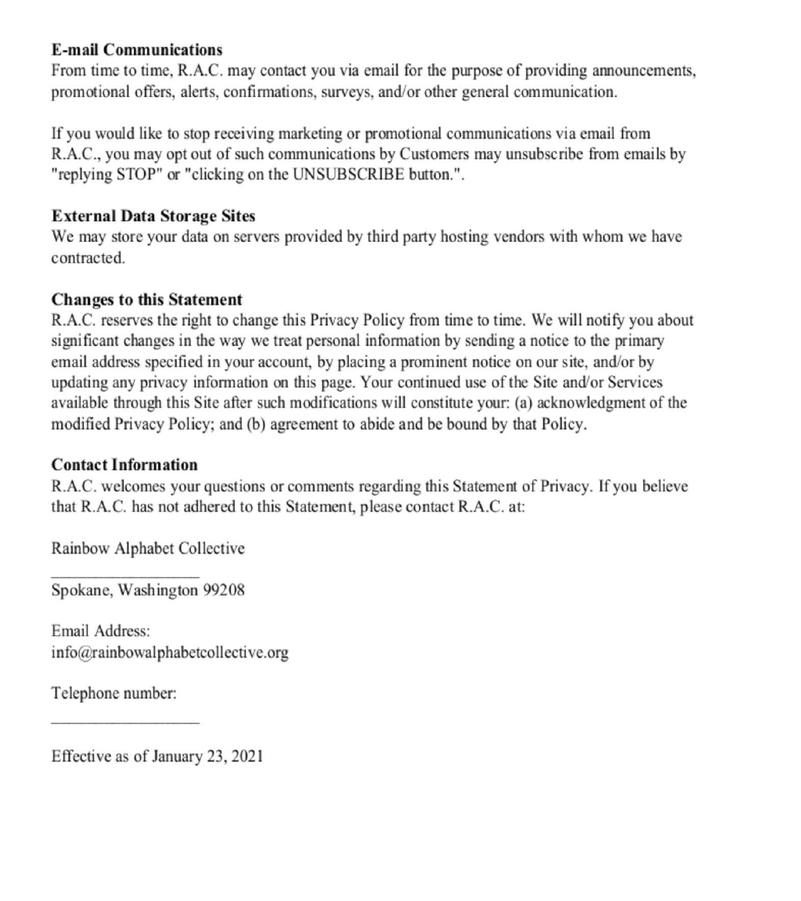**E-mail Communications**
From time to time, R.A.C. may contact you via email for the purpose of providing announcements, promotional offers, alerts, confirmations, surveys, and/or other general communication.

If you would like to stop receiving marketing or promotional communications via email from R.A.C., you may opt out of such communications by Customers may unsubscribe from emails by "replying STOP" or "clicking on the UNSUBSCRIBE button.".

**External Data Storage Sites**
We may store your data on servers provided by third party hosting vendors with whom we have contracted.

**Changes to this Statement**
R.A.C. reserves the right to change this Privacy Policy from time to time. We will notify you about significant changes in the way we treat personal information by sending a notice to the primary email address specified in your account, by placing a prominent notice on our site, and/or by updating any privacy information on this page. Your continued use of the Site and/or Services available through this Site after such modifications will constitute your: (a) acknowledgment of the modified Privacy Policy; and (b) agreement to abide and be bound by that Policy.

**Contact Information**
R.A.C. welcomes your questions or comments regarding this Statement of Privacy. If you believe that R.A.C. has not adhered to this Statement, please contact R.A.C. at:

Rainbow Alphabet Collective

___________________

Spokane, Washington 99208

Email Address:
info@rainbowalphabetcollective.org

Telephone number:

___________________

Effective as of January 23, 2021